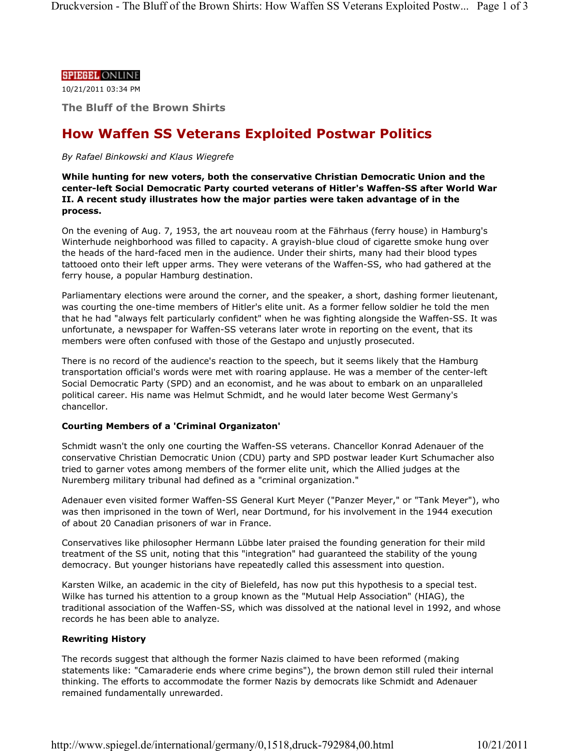SPIEGEL ONLINE

10/21/2011 03:34 PM

### The Bluff of the Brown Shirts

# How Waffen SS Veterans Exploited Postwar Politics

*By Rafael Binkowski and Klaus Wiegrefe*

**While hunting for new voters, both the conservative Christian Democratic Union and the center-left Social Democratic Party courted veterans of Hitler's Waffen-SS after World War II. A recent study illustrates how the major parties were taken advantage of in the process.**

On the evening of Aug. 7, 1953, the art nouveau room at the Fährhaus (ferry house) in Hamburg's Winterhude neighborhood was filled to capacity. A grayish-blue cloud of cigarette smoke hung over the heads of the hard-faced men in the audience. Under their shirts, many had their blood types tattooed onto their left upper arms. They were veterans of the Waffen-SS, who had gathered at the ferry house, a popular Hamburg destination.

Parliamentary elections were around the corner, and the speaker, a short, dashing former lieutenant, was courting the one-time members of Hitler's elite unit. As a former fellow soldier he told the men that he had "always felt particularly confident" when he was fighting alongside the Waffen-SS. It was unfortunate, a newspaper for Waffen-SS veterans later wrote in reporting on the event, that its members were often confused with those of the Gestapo and unjustly prosecuted.

There is no record of the audience's reaction to the speech, but it seems likely that the Hamburg transportation official's words were met with roaring applause. He was a member of the center-left Social Democratic Party (SPD) and an economist, and he was about to embark on an unparalleled political career. His name was Helmut Schmidt, and he would later become West Germany's chancellor.

**Courting Members of a 'Criminal Organizaton'**

Schmidt wasn't the only one courting the Waffen-SS veterans. Chancellor Konrad Adenauer of the conservative Christian Democratic Union (CDU) party and SPD postwar leader Kurt Schumacher also tried to garner votes among members of the former elite unit, which the Allied judges at the Nuremberg military tribunal had defined as a "criminal organization."

Adenauer even visited former Waffen-SS General Kurt Meyer ("Panzer Meyer," or "Tank Meyer"), who was then imprisoned in the town of Werl, near Dortmund, for his involvement in the 1944 execution of about 20 Canadian prisoners of war in France.

Conservatives like philosopher Hermann Lübbe later praised the founding generation for their mild treatment of the SS unit, noting that this "integration" had guaranteed the stability of the young democracy. But younger historians have repeatedly called this assessment into question.

Karsten Wilke, an academic in the city of Bielefeld, has now put this hypothesis to a special test. Wilke has turned his attention to a group known as the "Mutual Help Association" (HIAG), the traditional association of the Waffen-SS, which was dissolved at the national level in 1992, and whose records he has been able to analyze.

**Rewriting History**

The records suggest that although the former Nazis claimed to have been reformed (making statements like: "Camaraderie ends where crime begins"), the brown demon still ruled their internal thinking. The efforts to accommodate the former Nazis by democrats like Schmidt and Adenauer remained fundamentally unrewarded.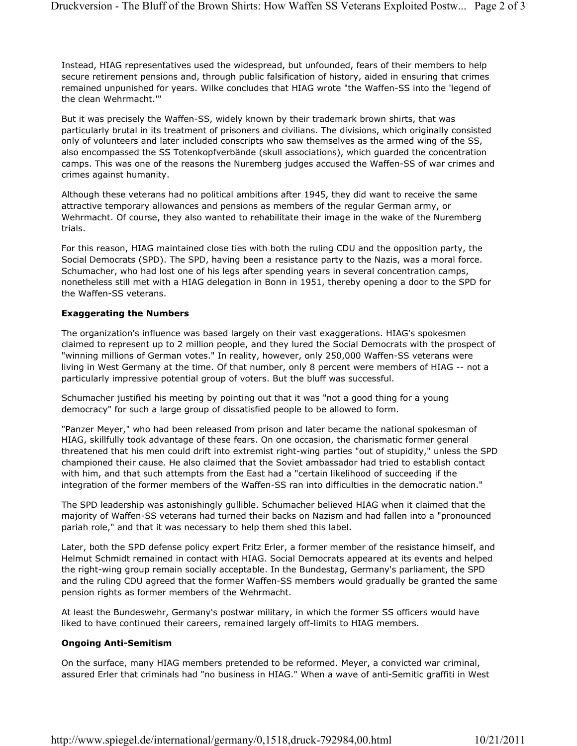Instead, HIAG representatives used the widespread, but unfounded, fears of their members to help secure retirement pensions and, through public falsification of history, aided in ensuring that crimes remained unpunished for years. Wilke concludes that HIAG wrote "the Waffen-SS into the 'legend of the clean Wehrmacht.'"

But it was precisely the Waffen-SS, widely known by their trademark brown shirts, that was particularly brutal in its treatment of prisoners and civilians. The divisions, which originally consisted only of volunteers and later included conscripts who saw themselves as the armed wing of the SS, also encompassed the SS Totenkopfverbände (skull associations), which guarded the concentration camps. This was one of the reasons the Nuremberg judges accused the Waffen-SS of war crimes and crimes against humanity.

Although these veterans had no political ambitions after 1945, they did want to receive the same attractive temporary allowances and pensions as members of the regular German army, or Wehrmacht. Of course, they also wanted to rehabilitate their image in the wake of the Nuremberg trials.

For this reason, HIAG maintained close ties with both the ruling CDU and the opposition party, the Social Democrats (SPD). The SPD, having been a resistance party to the Nazis, was a moral force. Schumacher, who had lost one of his legs after spending years in several concentration camps, nonetheless still met with a HIAG delegation in Bonn in 1951, thereby opening a door to the SPD for the Waffen-SS veterans.

**Exaggerating the Numbers**

The organization's influence was based largely on their vast exaggerations. HIAG's spokesmen claimed to represent up to 2 million people, and they lured the Social Democrats with the prospect of "winning millions of German votes." In reality, however, only 250,000 Waffen-SS veterans were living in West Germany at the time. Of that number, only 8 percent were members of HIAG -- not a particularly impressive potential group of voters. But the bluff was successful.

Schumacher justified his meeting by pointing out that it was "not a good thing for a young democracy" for such a large group of dissatisfied people to be allowed to form.

"Panzer Meyer," who had been released from prison and later became the national spokesman of HIAG, skillfully took advantage of these fears. On one occasion, the charismatic former general threatened that his men could drift into extremist right-wing parties "out of stupidity," unless the SPD championed their cause. He also claimed that the Soviet ambassador had tried to establish contact with him, and that such attempts from the East had a "certain likelihood of succeeding if the integration of the former members of the Waffen-SS ran into difficulties in the democratic nation."

The SPD leadership was astonishingly gullible. Schumacher believed HIAG when it claimed that the majority of Waffen-SS veterans had turned their backs on Nazism and had fallen into a "pronounced pariah role," and that it was necessary to help them shed this label.

Later, both the SPD defense policy expert Fritz Erler, a former member of the resistance himself, and Helmut Schmidt remained in contact with HIAG. Social Democrats appeared at its events and helped the right-wing group remain socially acceptable. In the Bundestag, Germany's parliament, the SPD and the ruling CDU agreed that the former Waffen-SS members would gradually be granted the same pension rights as former members of the Wehrmacht.

At least the Bundeswehr, Germany's postwar military, in which the former SS officers would have liked to have continued their careers, remained largely off-limits to HIAG members.

**Ongoing Anti-Semitism**

On the surface, many HIAG members pretended to be reformed. Meyer, a convicted war criminal, assured Erler that criminals had "no business in HIAG." When a wave of anti-Semitic graffiti in West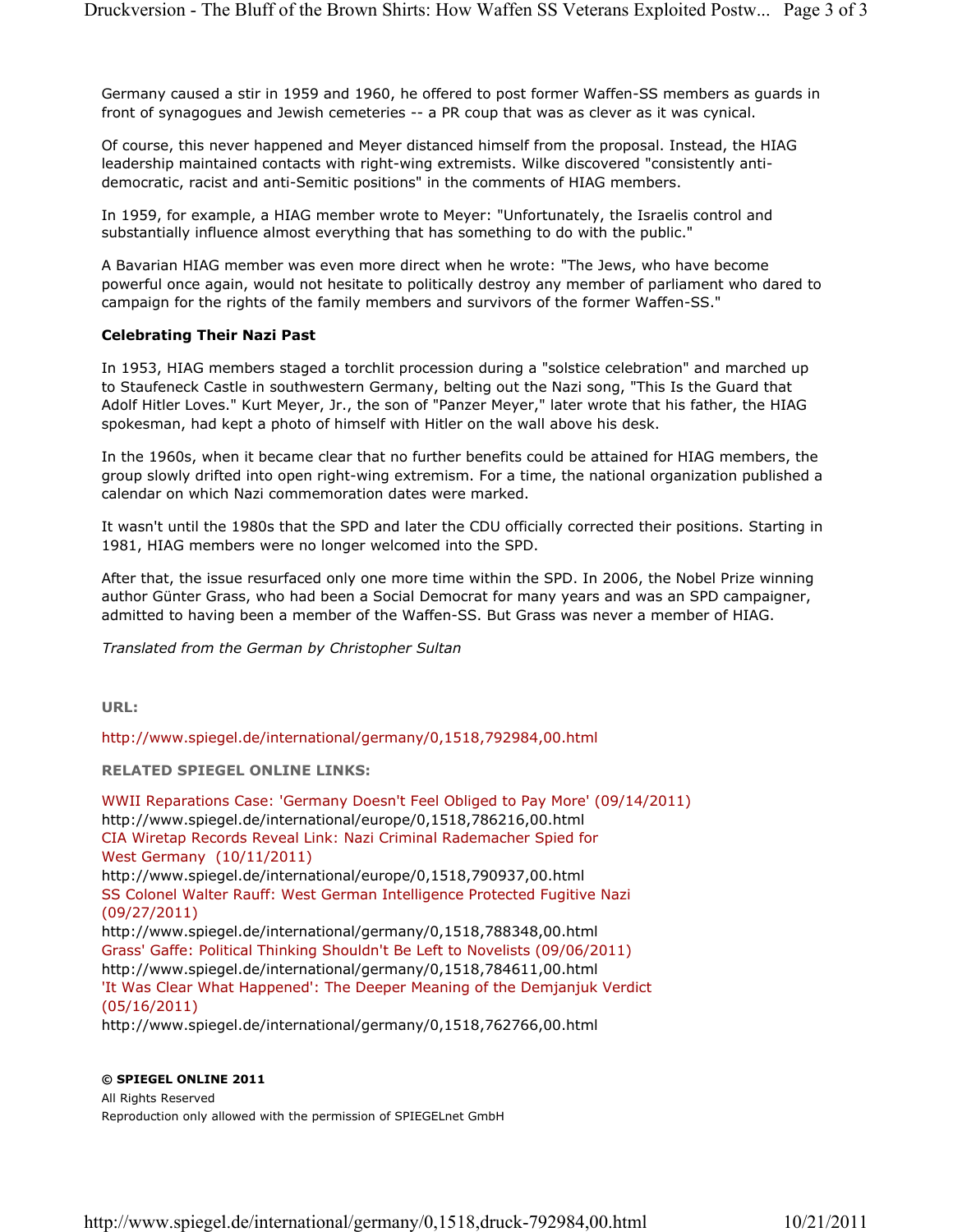Germany caused a stir in 1959 and 1960, he offered to post former Waffen-SS members as guards in front of synagogues and Jewish cemeteries -- a PR coup that was as clever as it was cynical.

Of course, this never happened and Meyer distanced himself from the proposal. Instead, the HIAG leadership maintained contacts with right-wing extremists. Wilke discovered "consistently anti-democratic, racist and anti-Semitic positions" in the comments of HIAG members.

In 1959, for example, a HIAG member wrote to Meyer: "Unfortunately, the Israelis control and substantially influence almost everything that has something to do with the public."

A Bavarian HIAG member was even more direct when he wrote: "The Jews, who have become powerful once again, would not hesitate to politically destroy any member of parliament who dared to campaign for the rights of the family members and survivors of the former Waffen-SS."

**Celebrating Their Nazi Past**

In 1953, HIAG members staged a torchlit procession during a "solstice celebration" and marched up to Staufeneck Castle in southwestern Germany, belting out the Nazi song, "This Is the Guard that Adolf Hitler Loves." Kurt Meyer, Jr., the son of "Panzer Meyer," later wrote that his father, the HIAG spokesman, had kept a photo of himself with Hitler on the wall above his desk.

In the 1960s, when it became clear that no further benefits could be attained for HIAG members, the group slowly drifted into open right-wing extremism. For a time, the national organization published a calendar on which Nazi commemoration dates were marked.

It wasn't until the 1980s that the SPD and later the CDU officially corrected their positions. Starting in 1981, HIAG members were no longer welcomed into the SPD.

After that, the issue resurfaced only one more time within the SPD. In 2006, the Nobel Prize winning author Günter Grass, who had been a Social Democrat for many years and was an SPD campaigner, admitted to having been a member of the Waffen-SS. But Grass was never a member of HIAG.

*Translated from the German by Christopher Sultan*

**URL:**

http://www.spiegel.de/international/germany/0,1518,792984,00.html

**RELATED SPIEGEL ONLINE LINKS:**

WWII Reparations Case: 'Germany Doesn't Feel Obliged to Pay More' (09/14/2011)
http://www.spiegel.de/international/europe/0,1518,786216,00.html
CIA Wiretap Records Reveal Link: Nazi Criminal Rademacher Spied for West Germany (10/11/2011)
http://www.spiegel.de/international/europe/0,1518,790937,00.html
SS Colonel Walter Rauff: West German Intelligence Protected Fugitive Nazi (09/27/2011)
http://www.spiegel.de/international/germany/0,1518,788348,00.html
Grass' Gaffe: Political Thinking Shouldn't Be Left to Novelists (09/06/2011)
http://www.spiegel.de/international/germany/0,1518,784611,00.html
'It Was Clear What Happened': The Deeper Meaning of the Demjanjuk Verdict (05/16/2011)
http://www.spiegel.de/international/germany/0,1518,762766,00.html

**© SPIEGEL ONLINE 2011**
All Rights Reserved
Reproduction only allowed with the permission of SPIEGELnet GmbH